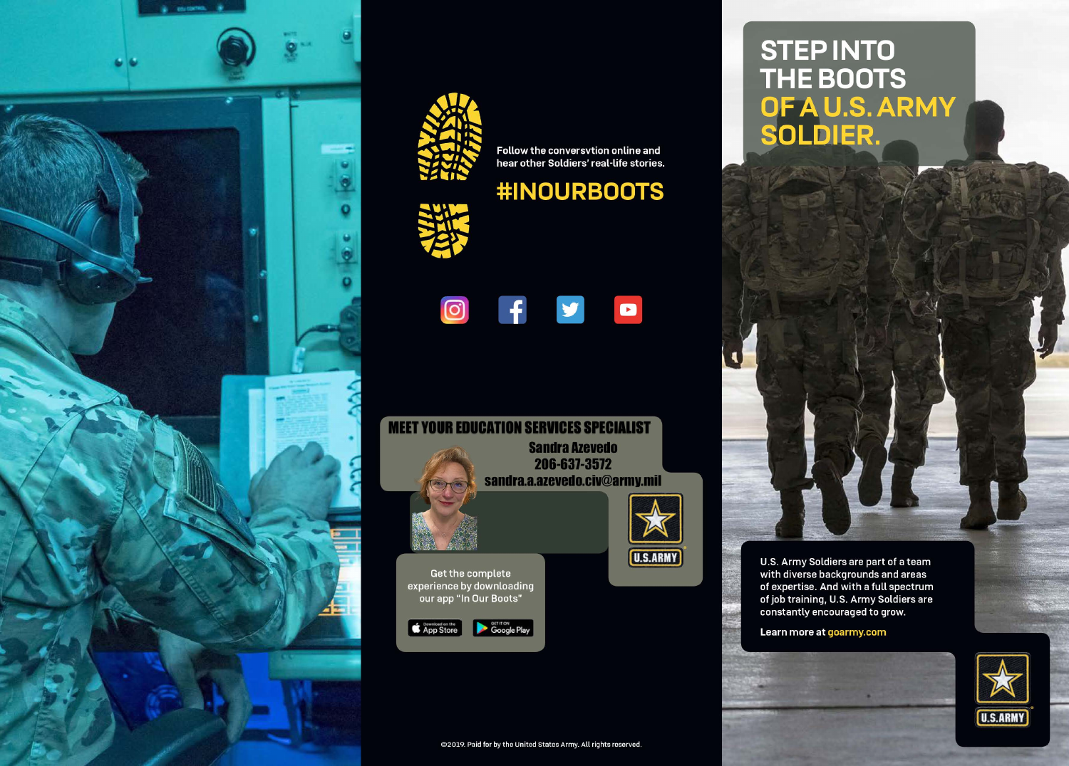Follow the conversvtion online and hear other Soldiers' real-life stories.

## #INOUROOTS

## MEET YOUR EDUCATION SERVICES SPECIALIST

Sandra Azevedo
206-637-3572
sandra.a.azevedo.civ@army.mil

U.S. ARMY

Get the complete experience by downloading our app "In Our Boots"

App Store · Google Play

©2019. Paid for by the United States Army. All rights reserved.

# STEP INTO THE BOOTS OF A U.S. ARMY SOLDIER.

U.S. Army Soldiers are part of a team with diverse backgrounds and areas of expertise. And with a full spectrum of job training, U.S. Army Soldiers are constantly encouraged to grow.

Learn more at goarmy.com

U.S. ARMY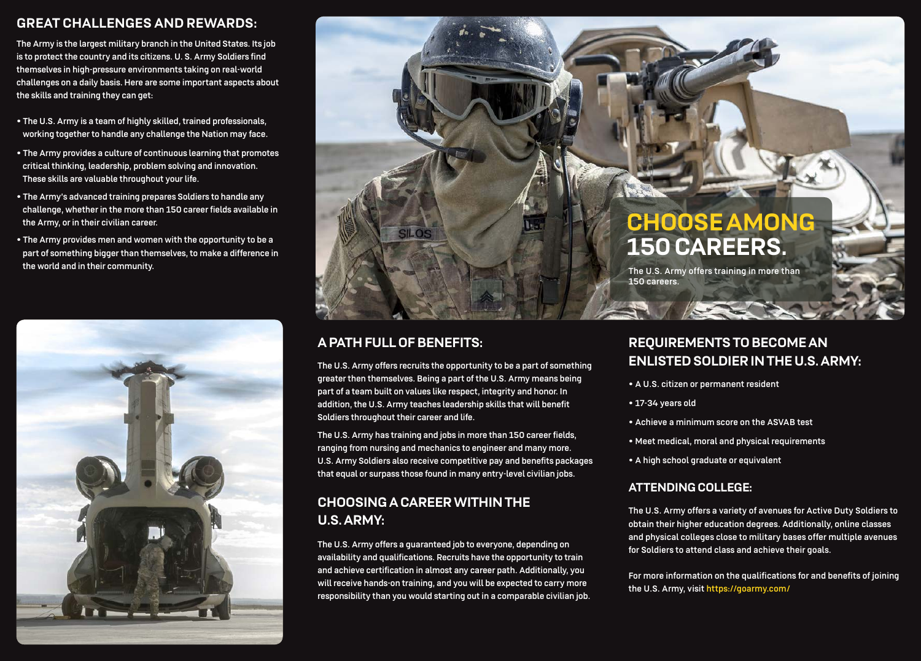## GREAT CHALLENGES AND REWARDS:

The Army is the largest military branch in the United States. Its job is to protect the country and its citizens. U. S. Army Soldiers find themselves in high-pressure environments taking on real-world challenges on a daily basis. Here are some important aspects about the skills and training they can get:

- The U.S. Army is a team of highly skilled, trained professionals, working together to handle any challenge the Nation may face.
- The Army provides a culture of continuous learning that promotes critical thinking, leadership, problem solving and innovation. These skills are valuable throughout your life.
- The Army's advanced training prepares Soldiers to handle any challenge, whether in the more than 150 career fields available in the Army, or in their civilian career.
- The Army provides men and women with the opportunity to be a part of something bigger than themselves, to make a difference in the world and in their community.

## CHOOSE AMONG 150 CAREERS.

The U.S. Army offers training in more than 150 careers.

## A PATH FULL OF BENEFITS:

The U.S. Army offers recruits the opportunity to be a part of something greater then themselves. Being a part of the U.S. Army means being part of a team built on values like respect, integrity and honor. In addition, the U.S. Army teaches leadership skills that will benefit Soldiers throughout their career and life.

The U.S. Army has training and jobs in more than 150 career fields, ranging from nursing and mechanics to engineer and many more. U.S. Army Soldiers also receive competitive pay and benefits packages that equal or surpass those found in many entry-level civilian jobs.

## CHOOSING A CAREER WITHIN THE U.S. ARMY:

The U.S. Army offers a guaranteed job to everyone, depending on availability and qualifications. Recruits have the opportunity to train and achieve certification in almost any career path. Additionally, you will receive hands-on training, and you will be expected to carry more responsibility than you would starting out in a comparable civilian job.

## REQUIREMENTS TO BECOME AN ENLISTED SOLDIER IN THE U.S. ARMY:

- A U.S. citizen or permanent resident
- 17-34 years old
- Achieve a minimum score on the ASVAB test
- Meet medical, moral and physical requirements
- A high school graduate or equivalent

## ATTENDING COLLEGE:

The U.S. Army offers a variety of avenues for Active Duty Soldiers to obtain their higher education degrees. Additionally, online classes and physical colleges close to military bases offer multiple avenues for Soldiers to attend class and achieve their goals.

For more information on the qualifications for and benefits of joining the U.S. Army, visit https://goarmy.com/